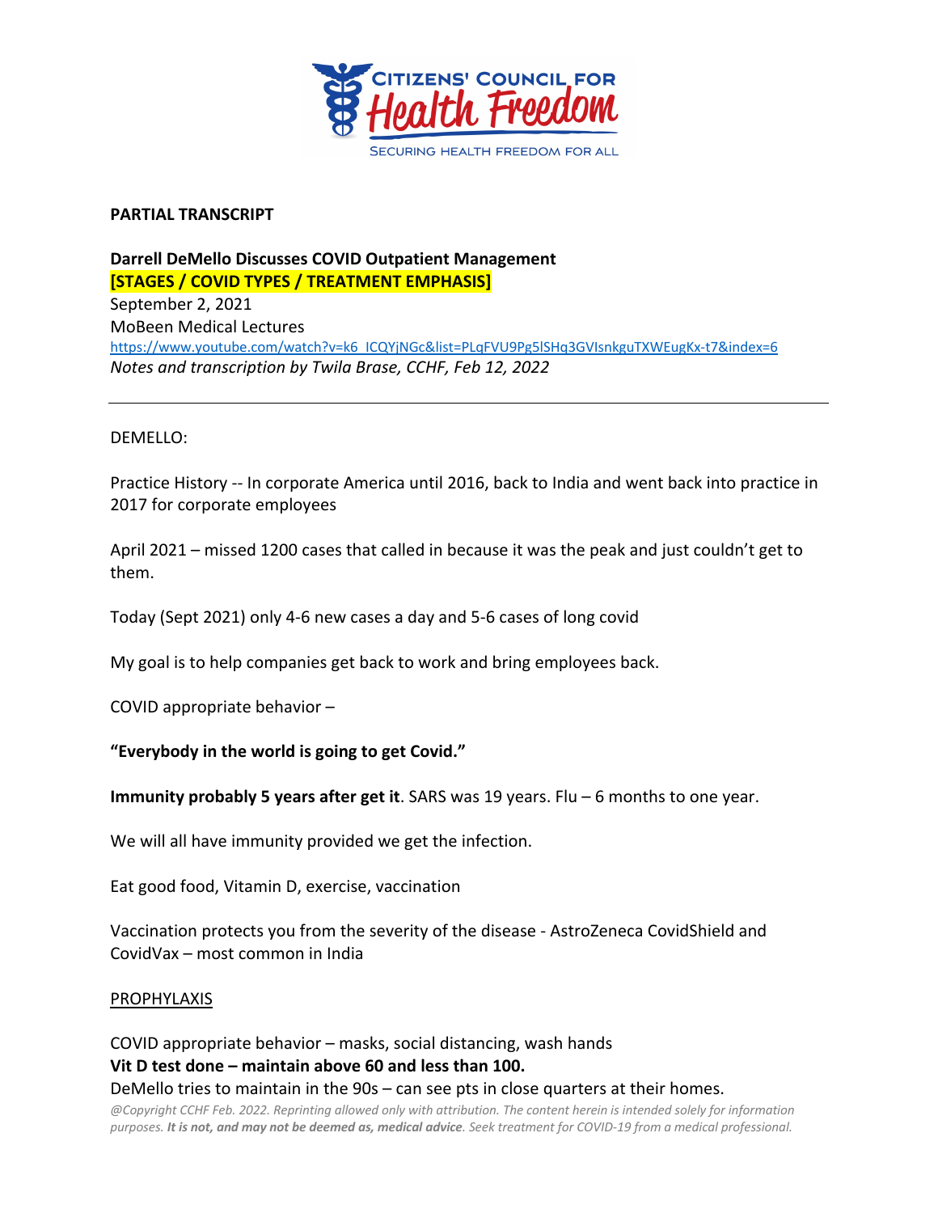CITIZENS' COUNCIL FOR
Health Freedom
SECURING HEALTH FREEDOM FOR ALL

**PARTIAL TRANSCRIPT**

**Darrell DeMello Discusses COVID Outpatient Management**
**[STAGES / COVID TYPES / TREATMENT EMPHASIS]**
September 2, 2021
MoBeen Medical Lectures
https://www.youtube.com/watch?v=k6_ICQYjNGc&list=PLqFVU9Pg5lSHq3GVlsnkguTXWEugKx-t7&index=6
*Notes and transcription by Twila Brase, CCHF, Feb 12, 2022*

---

DEMELLO:

Practice History -- In corporate America until 2016, back to India and went back into practice in 2017 for corporate employees

April 2021 – missed 1200 cases that called in because it was the peak and just couldn't get to them.

Today (Sept 2021) only 4-6 new cases a day and 5-6 cases of long covid

My goal is to help companies get back to work and bring employees back.

COVID appropriate behavior –

**"Everybody in the world is going to get Covid."**

**Immunity probably 5 years after get it**. SARS was 19 years. Flu – 6 months to one year.

We will all have immunity provided we get the infection.

Eat good food, Vitamin D, exercise, vaccination

Vaccination protects you from the severity of the disease - AstroZeneca CovidShield and CovidVax – most common in India

PROPHYLAXIS

COVID appropriate behavior – masks, social distancing, wash hands
**Vit D test done – maintain above 60 and less than 100.**
DeMello tries to maintain in the 90s – can see pts in close quarters at their homes.

*@Copyright CCHF Feb. 2022. Reprinting allowed only with attribution. The content herein is intended solely for information purposes. **It is not, and may not be deemed as, medical advice**. Seek treatment for COVID-19 from a medical professional.*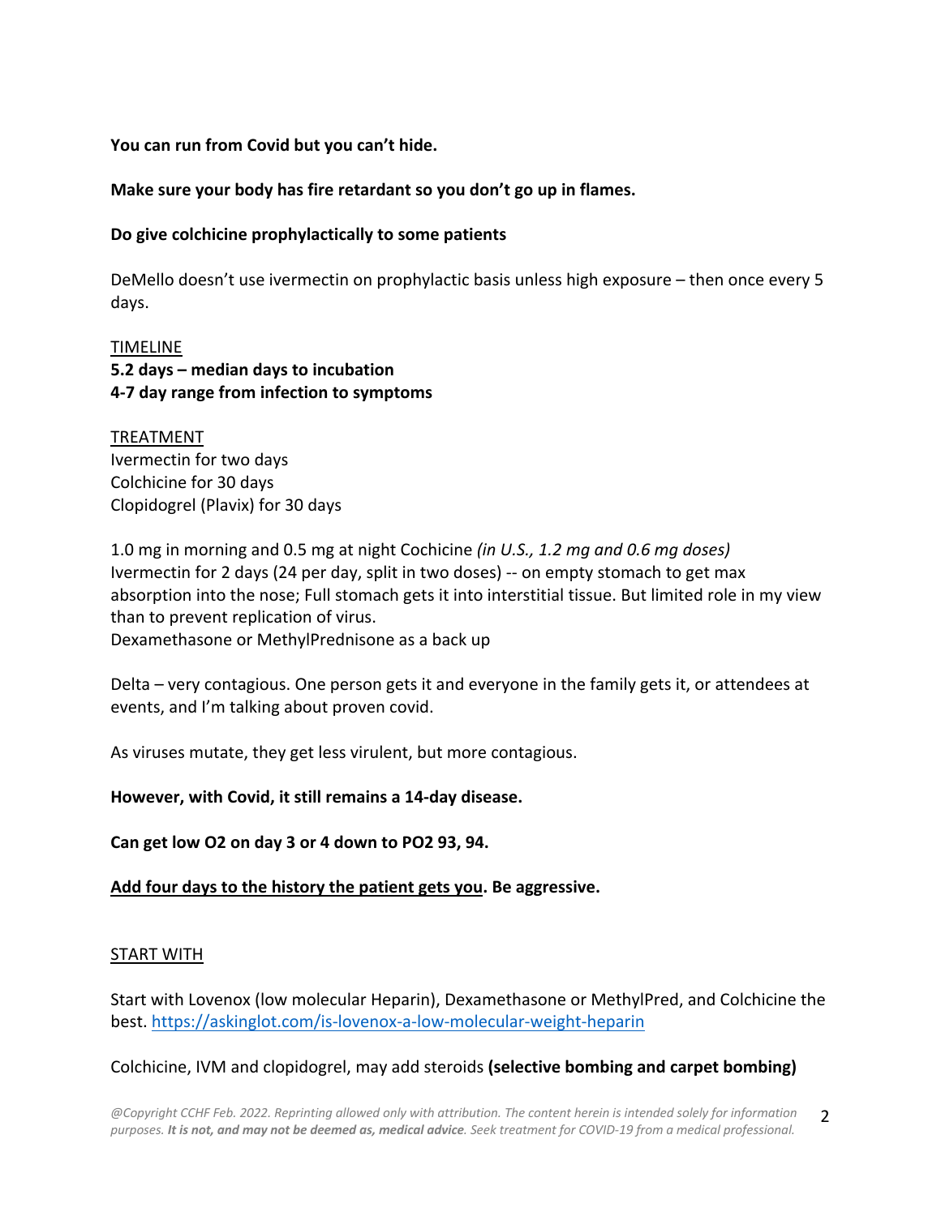**You can run from Covid but you can't hide.**

**Make sure your body has fire retardant so you don't go up in flames.**

**Do give colchicine prophylactically to some patients**

DeMello doesn't use ivermectin on prophylactic basis unless high exposure – then once every 5 days.

<u>TIMELINE</u>
**5.2 days – median days to incubation**
**4-7 day range from infection to symptoms**

<u>TREATMENT</u>
Ivermectin for two days
Colchicine for 30 days
Clopidogrel (Plavix) for 30 days

1.0 mg in morning and 0.5 mg at night Cochicine *(in U.S., 1.2 mg and 0.6 mg doses)*
Ivermectin for 2 days (24 per day, split in two doses) -- on empty stomach to get max absorption into the nose; Full stomach gets it into interstitial tissue. But limited role in my view than to prevent replication of virus.
Dexamethasone or MethylPrednisone as a back up

Delta – very contagious. One person gets it and everyone in the family gets it, or attendees at events, and I'm talking about proven covid.

As viruses mutate, they get less virulent, but more contagious.

**However, with Covid, it still remains a 14-day disease.**

**Can get low O2 on day 3 or 4 down to PO2 93, 94.**

**<u>Add four days to the history the patient gets you</u>. Be aggressive.**

<u>START WITH</u>

Start with Lovenox (low molecular Heparin), Dexamethasone or MethylPred, and Colchicine the best. [https://askinglot.com/is-lovenox-a-low-molecular-weight-heparin](https://askinglot.com/is-lovenox-a-low-molecular-weight-heparin)

Colchicine, IVM and clopidogrel, may add steroids **(selective bombing and carpet bombing)**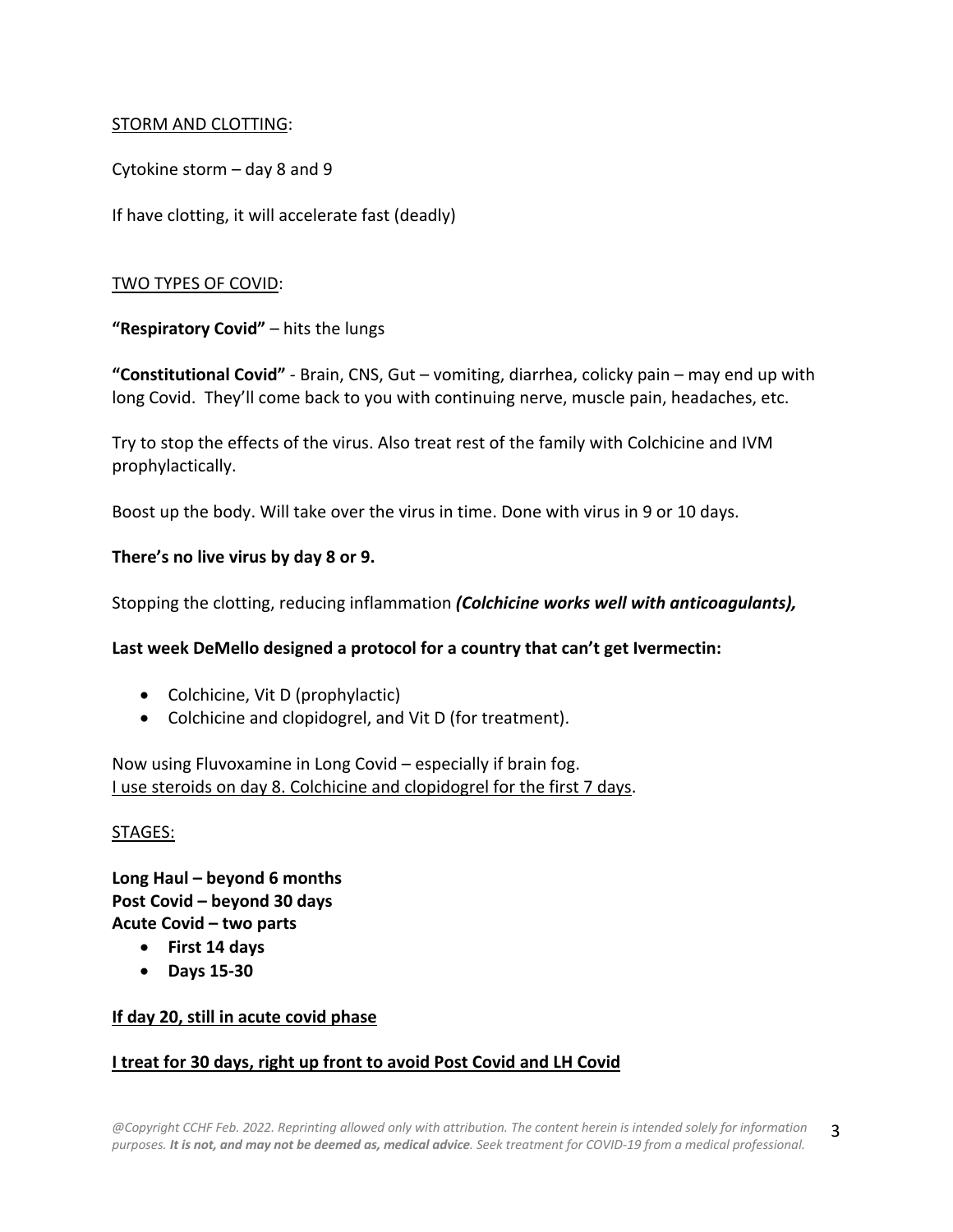STORM AND CLOTTING:

Cytokine storm – day 8 and 9

If have clotting, it will accelerate fast (deadly)

TWO TYPES OF COVID:

**"Respiratory Covid"** – hits the lungs

**"Constitutional Covid"** - Brain, CNS, Gut – vomiting, diarrhea, colicky pain – may end up with long Covid. They'll come back to you with continuing nerve, muscle pain, headaches, etc.

Try to stop the effects of the virus. Also treat rest of the family with Colchicine and IVM prophylactically.

Boost up the body. Will take over the virus in time. Done with virus in 9 or 10 days.

**There's no live virus by day 8 or 9.**

Stopping the clotting, reducing inflammation ***(Colchicine works well with anticoagulants),***

**Last week DeMello designed a protocol for a country that can't get Ivermectin:**

- Colchicine, Vit D (prophylactic)
- Colchicine and clopidogrel, and Vit D (for treatment).

Now using Fluvoxamine in Long Covid – especially if brain fog.
I use steroids on day 8. Colchicine and clopidogrel for the first 7 days.

STAGES:

**Long Haul – beyond 6 months**
**Post Covid – beyond 30 days**
**Acute Covid – two parts**

- **First 14 days**
- **Days 15-30**

**If day 20, still in acute covid phase**

**I treat for 30 days, right up front to avoid Post Covid and LH Covid**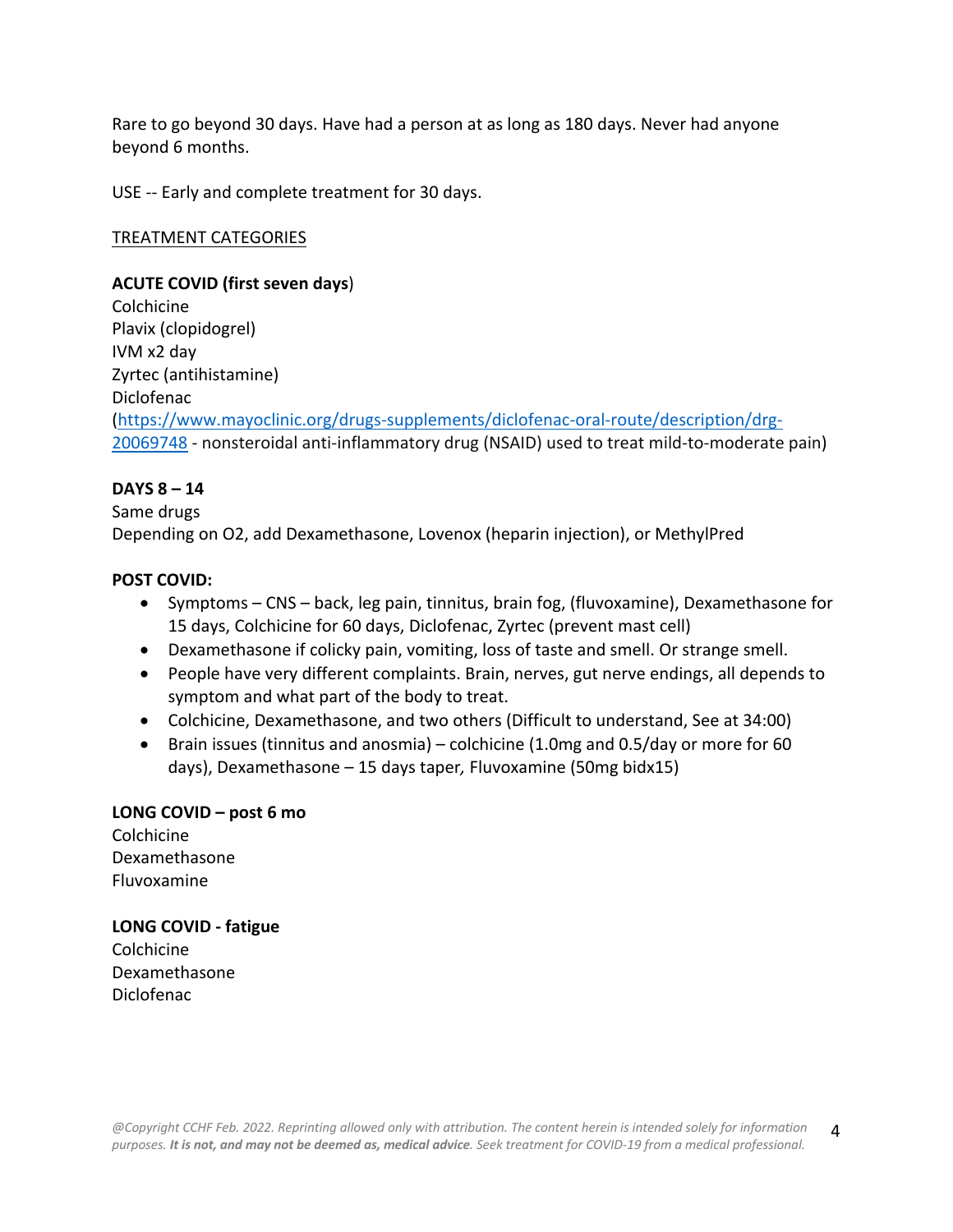Rare to go beyond 30 days. Have had a person at as long as 180 days. Never had anyone beyond 6 months.

USE -- Early and complete treatment for 30 days.

<u>TREATMENT CATEGORIES</u>

**ACUTE COVID (first seven days**)
Colchicine
Plavix (clopidogrel)
IVM x2 day
Zyrtec (antihistamine)
Diclofenac
([https://www.mayoclinic.org/drugs-supplements/diclofenac-oral-route/description/drg-20069748](https://www.mayoclinic.org/drugs-supplements/diclofenac-oral-route/description/drg-20069748) - nonsteroidal anti-inflammatory drug (NSAID) used to treat mild-to-moderate pain)

**DAYS 8 – 14**
Same drugs
Depending on O2, add Dexamethasone, Lovenox (heparin injection), or MethylPred

**POST COVID:**

- Symptoms – CNS – back, leg pain, tinnitus, brain fog, (fluvoxamine), Dexamethasone for 15 days, Colchicine for 60 days, Diclofenac, Zyrtec (prevent mast cell)
- Dexamethasone if colicky pain, vomiting, loss of taste and smell. Or strange smell.
- People have very different complaints. Brain, nerves, gut nerve endings, all depends to symptom and what part of the body to treat.
- Colchicine, Dexamethasone, and two others (Difficult to understand, See at 34:00)
- Brain issues (tinnitus and anosmia) – colchicine (1.0mg and 0.5/day or more for 60 days), Dexamethasone – 15 days taper*,* Fluvoxamine (50mg bidx15)

**LONG COVID – post 6 mo**
Colchicine
Dexamethasone
Fluvoxamine

**LONG COVID - fatigue**
Colchicine
Dexamethasone
Diclofenac

*@Copyright CCHF Feb. 2022. Reprinting allowed only with attribution. The content herein is intended solely for information purposes.* ***It is not, and may not be deemed as, medical advice****. Seek treatment for COVID-19 from a medical professional.*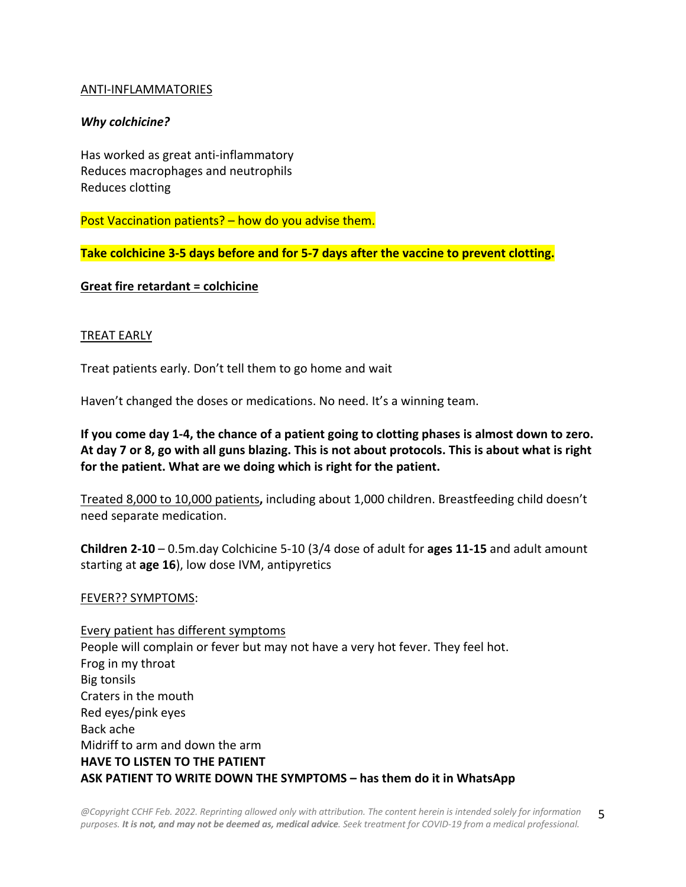<u>ANTI-INFLAMMATORIES</u>

***Why colchicine?***

Has worked as great anti-inflammatory
Reduces macrophages and neutrophils
Reduces clotting

Post Vaccination patients? – how do you advise them.

**Take colchicine 3-5 days before and for 5-7 days after the vaccine to prevent clotting.**

**<u>Great fire retardant = colchicine</u>**

<u>TREAT EARLY</u>

Treat patients early. Don't tell them to go home and wait

Haven't changed the doses or medications. No need. It's a winning team.

**If you come day 1-4, the chance of a patient going to clotting phases is almost down to zero. At day 7 or 8, go with all guns blazing. This is not about protocols. This is about what is right for the patient. What are we doing which is right for the patient.**

<u>Treated 8,000 to 10,000 patients</u>**,** including about 1,000 children. Breastfeeding child doesn't need separate medication.

**Children 2-10** – 0.5m.day Colchicine 5-10 (3/4 dose of adult for **ages 11-15** and adult amount starting at **age 16**), low dose IVM, antipyretics

<u>FEVER?? SYMPTOMS</u>:

<u>Every patient has different symptoms</u>
People will complain or fever but may not have a very hot fever. They feel hot.
Frog in my throat
Big tonsils
Craters in the mouth
Red eyes/pink eyes
Back ache
Midriff to arm and down the arm
**HAVE TO LISTEN TO THE PATIENT**
**ASK PATIENT TO WRITE DOWN THE SYMPTOMS – has them do it in WhatsApp**

*@Copyright CCHF Feb. 2022. Reprinting allowed only with attribution. The content herein is intended solely for information purposes. **It is not, and may not be deemed as, medical advice**. Seek treatment for COVID-19 from a medical professional.*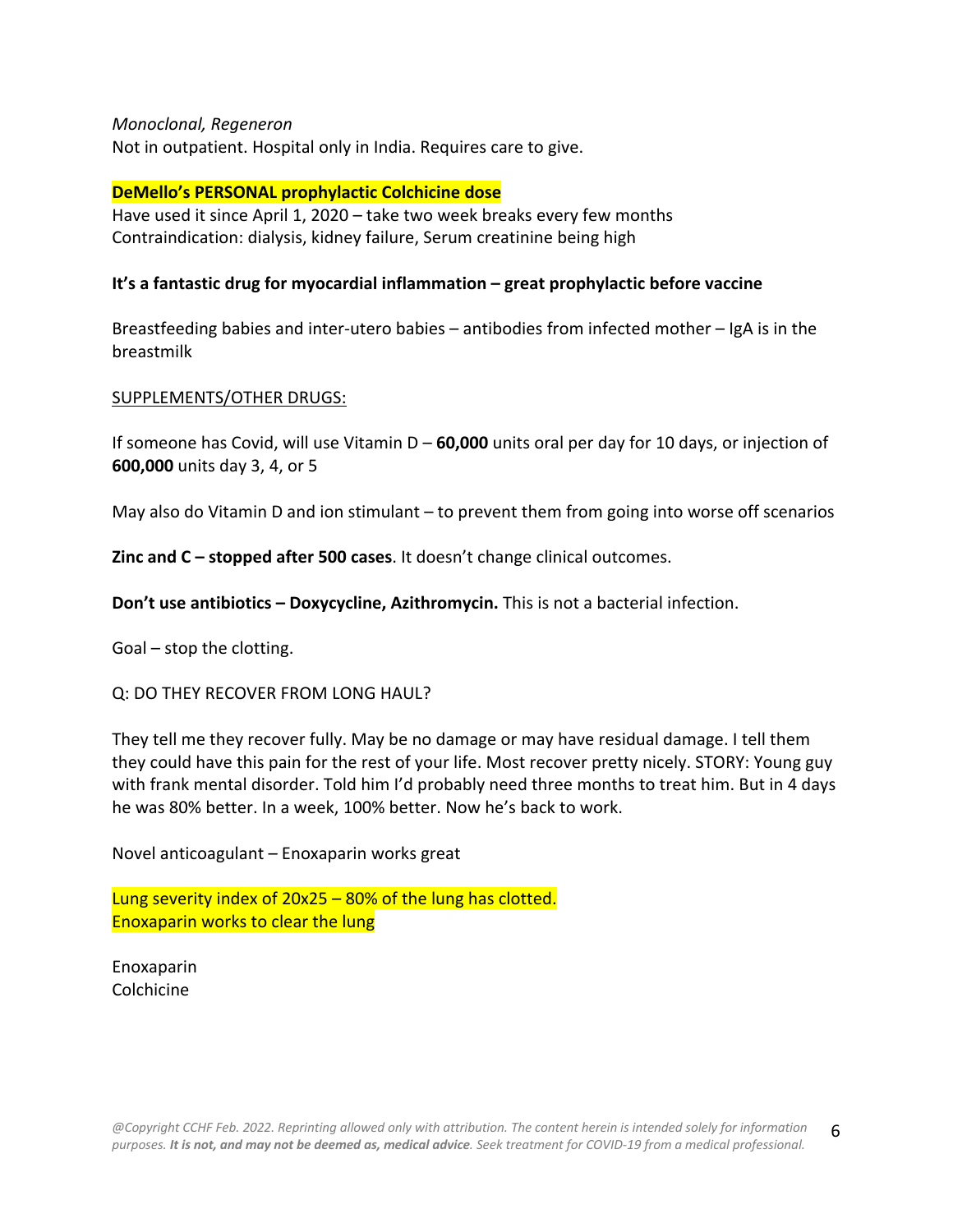*Monoclonal, Regeneron*
Not in outpatient. Hospital only in India. Requires care to give.

**DeMello's PERSONAL prophylactic Colchicine dose**
Have used it since April 1, 2020 – take two week breaks every few months
Contraindication: dialysis, kidney failure, Serum creatinine being high

**It's a fantastic drug for myocardial inflammation – great prophylactic before vaccine**

Breastfeeding babies and inter-utero babies – antibodies from infected mother – IgA is in the breastmilk

<u>SUPPLEMENTS/OTHER DRUGS:</u>

If someone has Covid, will use Vitamin D – **60,000** units oral per day for 10 days, or injection of **600,000** units day 3, 4, or 5

May also do Vitamin D and ion stimulant – to prevent them from going into worse off scenarios

**Zinc and C – stopped after 500 cases**. It doesn't change clinical outcomes.

**Don't use antibiotics – Doxycycline, Azithromycin.** This is not a bacterial infection.

Goal – stop the clotting.

Q: DO THEY RECOVER FROM LONG HAUL?

They tell me they recover fully. May be no damage or may have residual damage. I tell them they could have this pain for the rest of your life. Most recover pretty nicely. STORY: Young guy with frank mental disorder. Told him I'd probably need three months to treat him. But in 4 days he was 80% better. In a week, 100% better. Now he's back to work.

Novel anticoagulant – Enoxaparin works great

Lung severity index of 20x25 – 80% of the lung has clotted.
Enoxaparin works to clear the lung

Enoxaparin
Colchicine

*@Copyright CCHF Feb. 2022. Reprinting allowed only with attribution. The content herein is intended solely for information purposes. **It is not, and may not be deemed as, medical advice**. Seek treatment for COVID-19 from a medical professional.*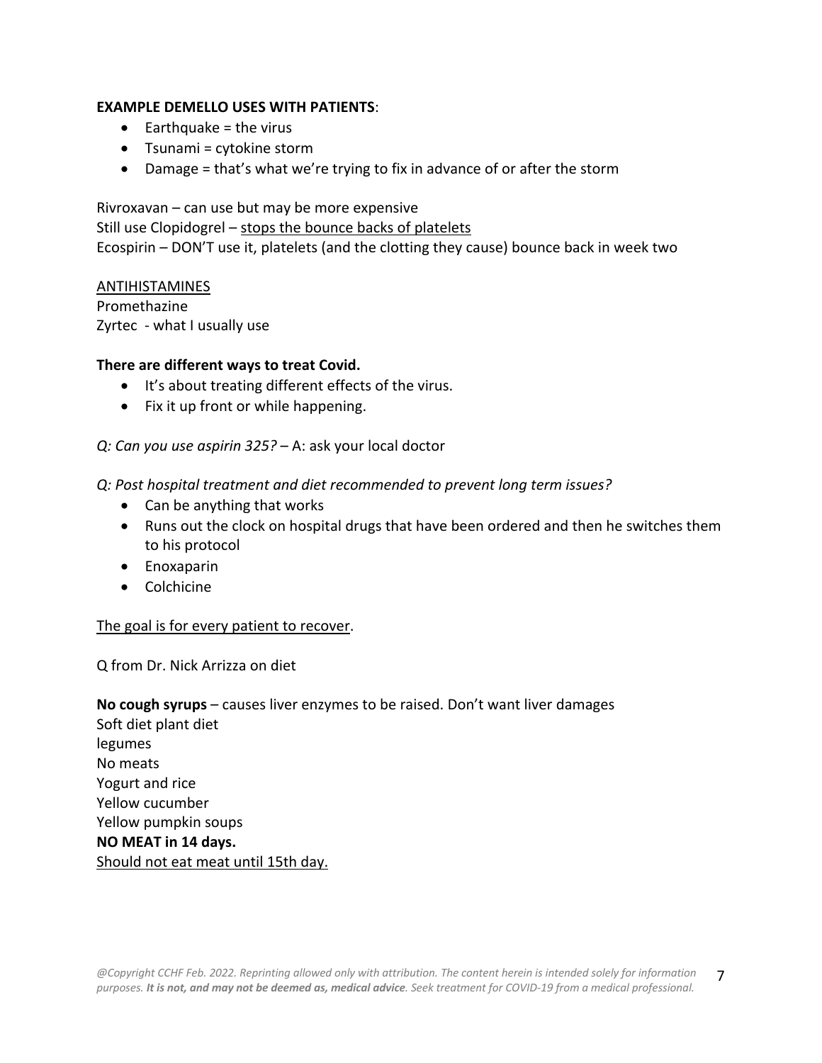**EXAMPLE DEMELLO USES WITH PATIENTS**:

- Earthquake = the virus
- Tsunami = cytokine storm
- Damage = that's what we're trying to fix in advance of or after the storm

Rivroxavan – can use but may be more expensive
Still use Clopidogrel – <u>stops the bounce backs of platelets</u>
Ecospirin – DON'T use it, platelets (and the clotting they cause) bounce back in week two

<u>ANTIHISTAMINES</u>
Promethazine
Zyrtec - what I usually use

**There are different ways to treat Covid.**

- It's about treating different effects of the virus.
- Fix it up front or while happening.

*Q: Can you use aspirin 325?* – A: ask your local doctor

*Q: Post hospital treatment and diet recommended to prevent long term issues?*

- Can be anything that works
- Runs out the clock on hospital drugs that have been ordered and then he switches them to his protocol
- Enoxaparin
- Colchicine

<u>The goal is for every patient to recover</u>.

Q from Dr. Nick Arrizza on diet

**No cough syrups** – causes liver enzymes to be raised. Don't want liver damages
Soft diet plant diet
legumes
No meats
Yogurt and rice
Yellow cucumber
Yellow pumpkin soups
**NO MEAT in 14 days.**
<u>Should not eat meat until 15th day.</u>

*@Copyright CCHF Feb. 2022. Reprinting allowed only with attribution. The content herein is intended solely for information purposes. **It is not, and may not be deemed as, medical advice**. Seek treatment for COVID-19 from a medical professional.*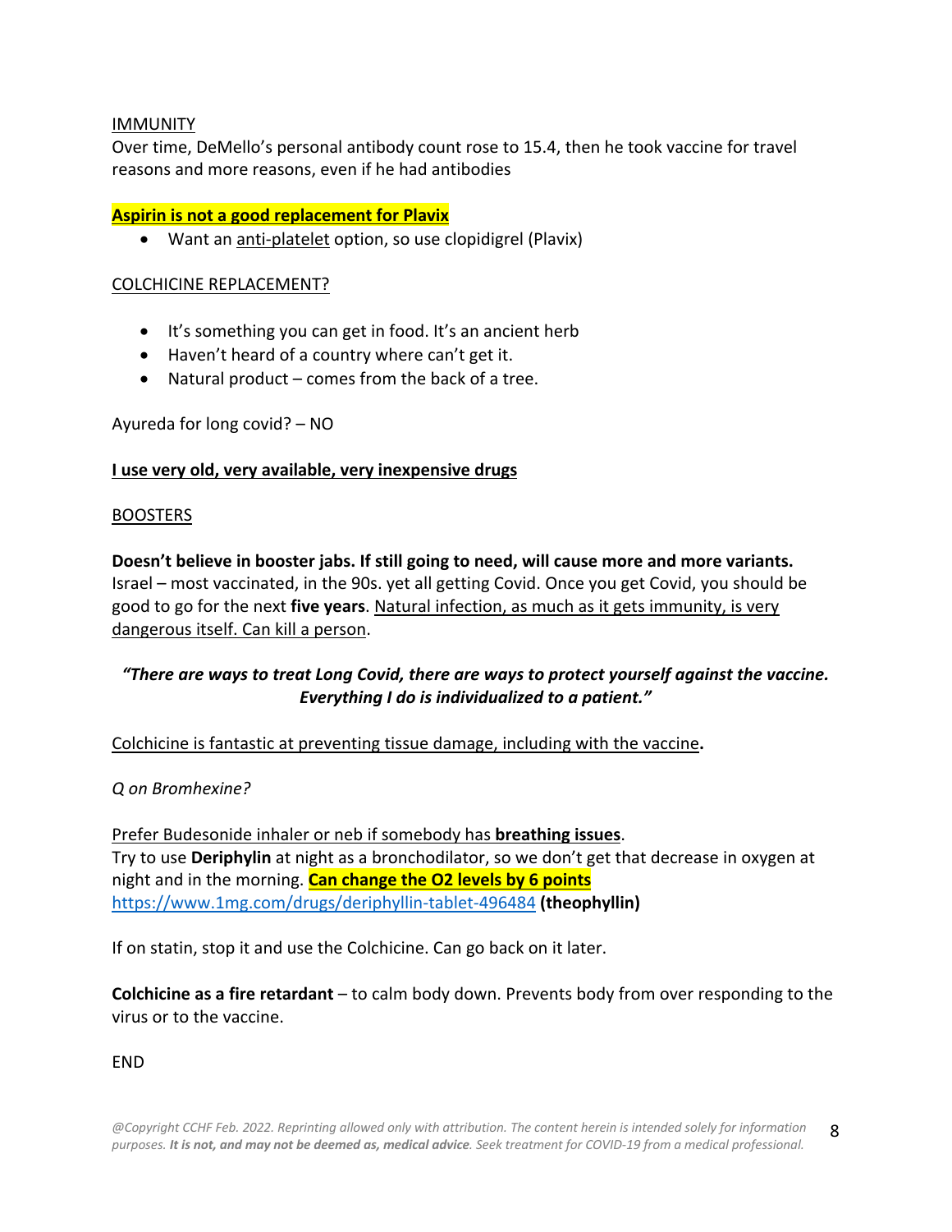IMMUNITY

Over time, DeMello's personal antibody count rose to 15.4, then he took vaccine for travel reasons and more reasons, even if he had antibodies

**Aspirin is not a good replacement for Plavix**

- Want an anti-platelet option, so use clopidigrel (Plavix)

COLCHICINE REPLACEMENT?

- It's something you can get in food. It's an ancient herb
- Haven't heard of a country where can't get it.
- Natural product – comes from the back of a tree.

Ayureda for long covid? – NO

**I use very old, very available, very inexpensive drugs**

BOOSTERS

**Doesn't believe in booster jabs. If still going to need, will cause more and more variants.** Israel – most vaccinated, in the 90s. yet all getting Covid. Once you get Covid, you should be good to go for the next **five years**. Natural infection, as much as it gets immunity, is very dangerous itself. Can kill a person.

***"There are ways to treat Long Covid, there are ways to protect yourself against the vaccine. Everything I do is individualized to a patient."***

Colchicine is fantastic at preventing tissue damage, including with the vaccine.

*Q on Bromhexine?*

Prefer Budesonide inhaler or neb if somebody has **breathing issues**.
Try to use **Deriphylin** at night as a bronchodilator, so we don't get that decrease in oxygen at night and in the morning. **Can change the O2 levels by 6 points**
https://www.1mg.com/drugs/deriphyllin-tablet-496484 **(theophyllin)**

If on statin, stop it and use the Colchicine. Can go back on it later.

**Colchicine as a fire retardant** – to calm body down. Prevents body from over responding to the virus or to the vaccine.

END

*@Copyright CCHF Feb. 2022. Reprinting allowed only with attribution. The content herein is intended solely for information purposes.* ***It is not, and may not be deemed as, medical advice****. Seek treatment for COVID-19 from a medical professional.*